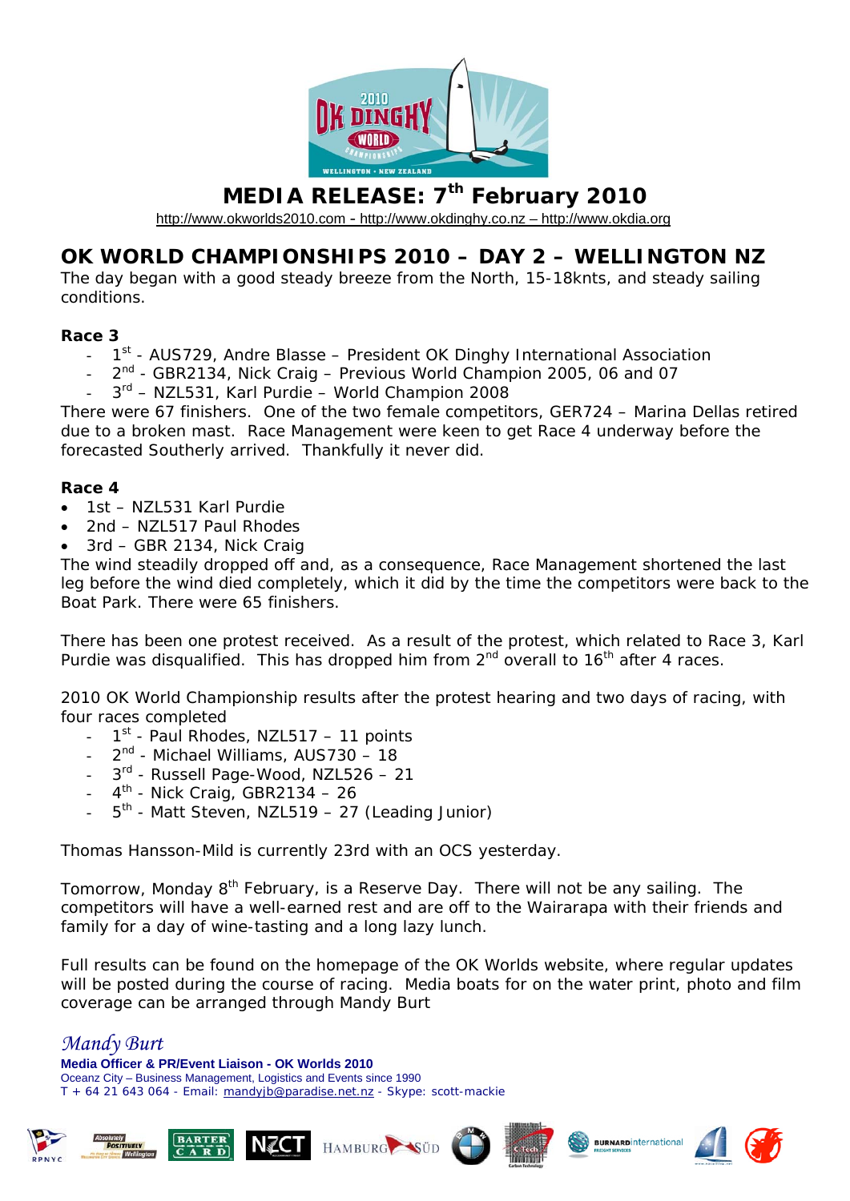# MEDIA RELEASE: 7th February 2010

http://www.okworlds2010.com - http://www.okdinghy.co.nz – http://www.okdia.org

## OK WORLD CHAMPIONSHIPS 2010 – DAY 2 – WELLINGTON NZ

The day began with a good steady breeze from the North, 15-18knts, and steady sailing conditions.

**Race 3**

- 1st - AUS729, Andre Blasse – President OK Dinghy International Association
- 2nd - GBR2134, Nick Craig – Previous World Champion 2005, 06 and 07
- 3rd – NZL531, Karl Purdie – World Champion 2008

There were 67 finishers. One of the two female competitors, GER724 – Marina Dellas retired due to a broken mast. Race Management were keen to get Race 4 underway before the forecasted Southerly arrived. Thankfully it never did.

**Race 4**

- 1st – NZL531 Karl Purdie
- 2nd – NZL517 Paul Rhodes
- 3rd – GBR 2134, Nick Craig

The wind steadily dropped off and, as a consequence, Race Management shortened the last leg before the wind died completely, which it did by the time the competitors were back to the Boat Park. There were 65 finishers.

There has been one protest received. As a result of the protest, which related to Race 3, Karl Purdie was disqualified. This has dropped him from 2nd overall to 16th after 4 races.

2010 OK World Championship results after the protest hearing and two days of racing, with four races completed

- 1st - Paul Rhodes, NZL517 – 11 points
- 2nd - Michael Williams, AUS730 – 18
- 3rd - Russell Page-Wood, NZL526 – 21
- 4th - Nick Craig, GBR2134 – 26
- 5th - Matt Steven, NZL519 – 27 (Leading Junior)

Thomas Hansson-Mild is currently 23rd with an OCS yesterday.

Tomorrow, Monday 8th February, is a Reserve Day. There will not be any sailing. The competitors will have a well-earned rest and are off to the Wairarapa with their friends and family for a day of wine-tasting and a long lazy lunch.

Full results can be found on the homepage of the OK Worlds website, where regular updates will be posted during the course of racing. Media boats for on the water print, photo and film coverage can be arranged through Mandy Burt

*Mandy Burt*

**Media Officer & PR/Event Liaison - OK Worlds 2010**

Oceanz City – Business Management, Logistics and Events since 1990

T + 64 21 643 064 - Email: mandyjb@paradise.net.nz - Skype: scott-mackie